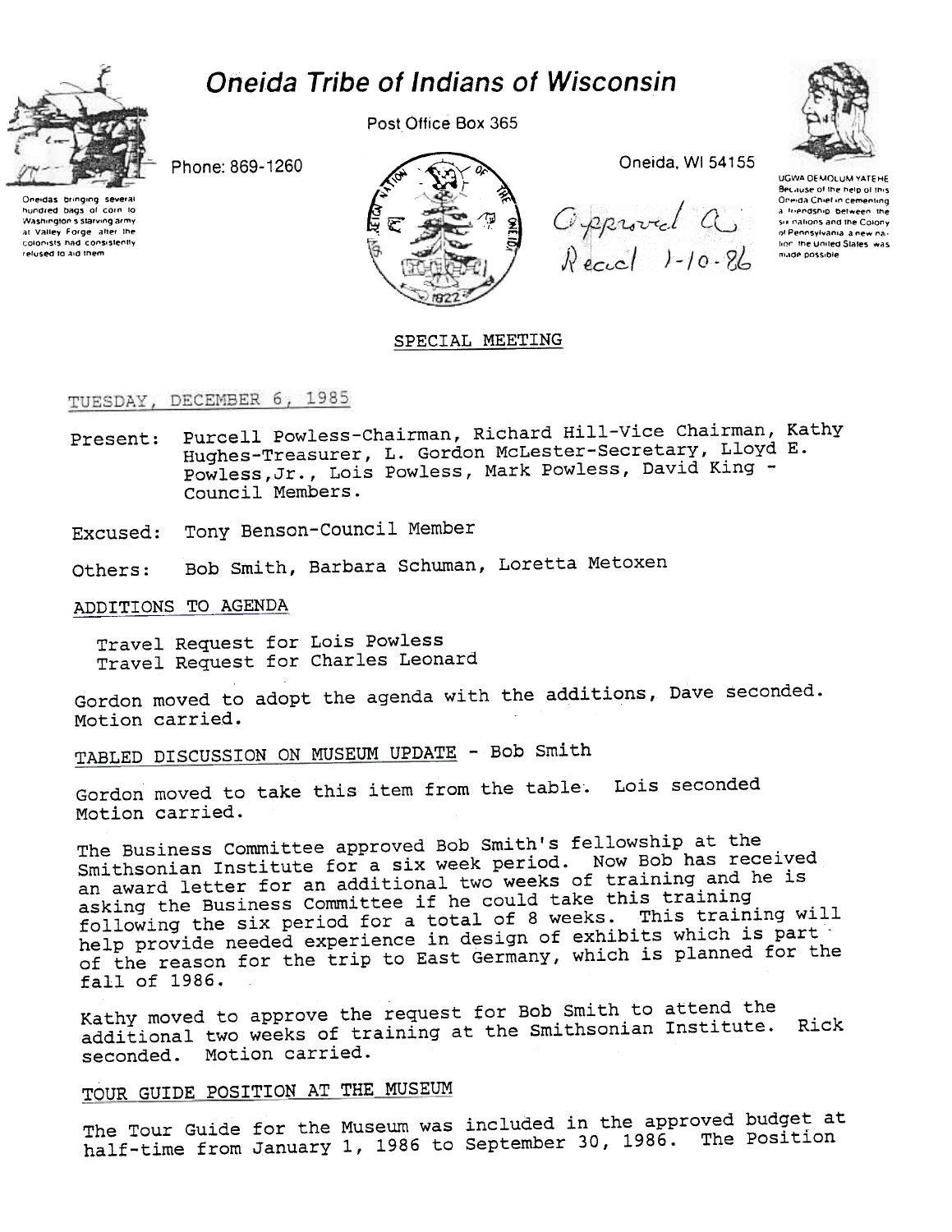# Oneida Tribe of Indians of Wisconsin

Post Office Box 365

Phone: 869-1260

Oneida, WI 54155

Oneidas bringing several hundred bags of corn to Washington's starving army at Valley Forge after the colonists had consistently refused to aid them

UGWA DEMOLUM YATEHE Because of the help of this Oneida Chief in cementing a friendship between the six nations and the Colony of Pennsylvania a new nation the United States was made possible

Approved as Recd 1-10-86

SPECIAL MEETING

TUESDAY, DECEMBER 6, 1985

Present: Purcell Powless-Chairman, Richard Hill-Vice Chairman, Kathy Hughes-Treasurer, L. Gordon McLester-Secretary, Lloyd E. Powless,Jr., Lois Powless, Mark Powless, David King - Council Members.

Excused: Tony Benson-Council Member

Others: Bob Smith, Barbara Schuman, Loretta Metoxen

## ADDITIONS TO AGENDA

Travel Request for Lois Powless
Travel Request for Charles Leonard

Gordon moved to adopt the agenda with the additions, Dave seconded. Motion carried.

## TABLED DISCUSSION ON MUSEUM UPDATE - Bob Smith

Gordon moved to take this item from the table. Lois seconded Motion carried.

The Business Committee approved Bob Smith's fellowship at the Smithsonian Institute for a six week period. Now Bob has received an award letter for an additional two weeks of training and he is asking the Business Committee if he could take this training following the six period for a total of 8 weeks. This training will help provide needed experience in design of exhibits which is part of the reason for the trip to East Germany, which is planned for the fall of 1986.

Kathy moved to approve the request for Bob Smith to attend the additional two weeks of training at the Smithsonian Institute. Rick seconded. Motion carried.

## TOUR GUIDE POSITION AT THE MUSEUM

The Tour Guide for the Museum was included in the approved budget at half-time from January 1, 1986 to September 30, 1986. The Position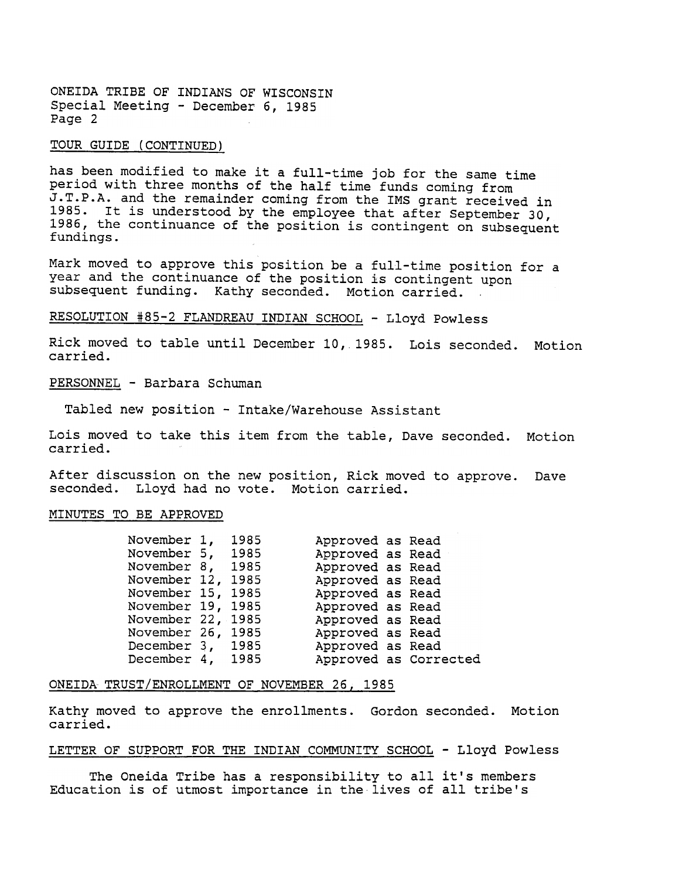TOUR GUIDE (CONTINUED)

has been modified to make it a full-time job for the same time period with three months of the half time funds coming from J.T.P.A. and the remainder coming from the IMS grant received in 1985. It is understood by the employee that after September 30, 1986, the continuance of the position is contingent on subsequent fundings.

Mark moved to approve this position be a full-time position for a year and the continuance of the position is contingent upon subsequent funding. Kathy seconded. Motion carried.

RESOLUTION #85-2 FLANDREAU INDIAN SCHOOL - Lloyd Powless

Rick moved to table until December 10, 1985. Lois seconded. Motion carried.

PERSONNEL - Barbara Schuman

Tabled new position - Intake/Warehouse Assistant

Lois moved to take this item from the table, Dave seconded. Motion carried.

After discussion on the new position, Rick moved to approve. Dave seconded. Lloyd had no vote. Motion carried.

MINUTES TO BE APPROVED

| | |
|---|---|
| November 1, 1985 | Approved as Read |
| November 5, 1985 | Approved as Read |
| November 8, 1985 | Approved as Read |
| November 12, 1985 | Approved as Read |
| November 15, 1985 | Approved as Read |
| November 19, 1985 | Approved as Read |
| November 22, 1985 | Approved as Read |
| November 26, 1985 | Approved as Read |
| December 3, 1985 | Approved as Read |
| December 4, 1985 | Approved as Corrected |

ONEIDA TRUST/ENROLLMENT OF NOVEMBER 26, 1985

Kathy moved to approve the enrollments. Gordon seconded. Motion carried.

LETTER OF SUPPORT FOR THE INDIAN COMMUNITY SCHOOL - Lloyd Powless

The Oneida Tribe has a responsibility to all it's members Education is of utmost importance in the lives of all tribe's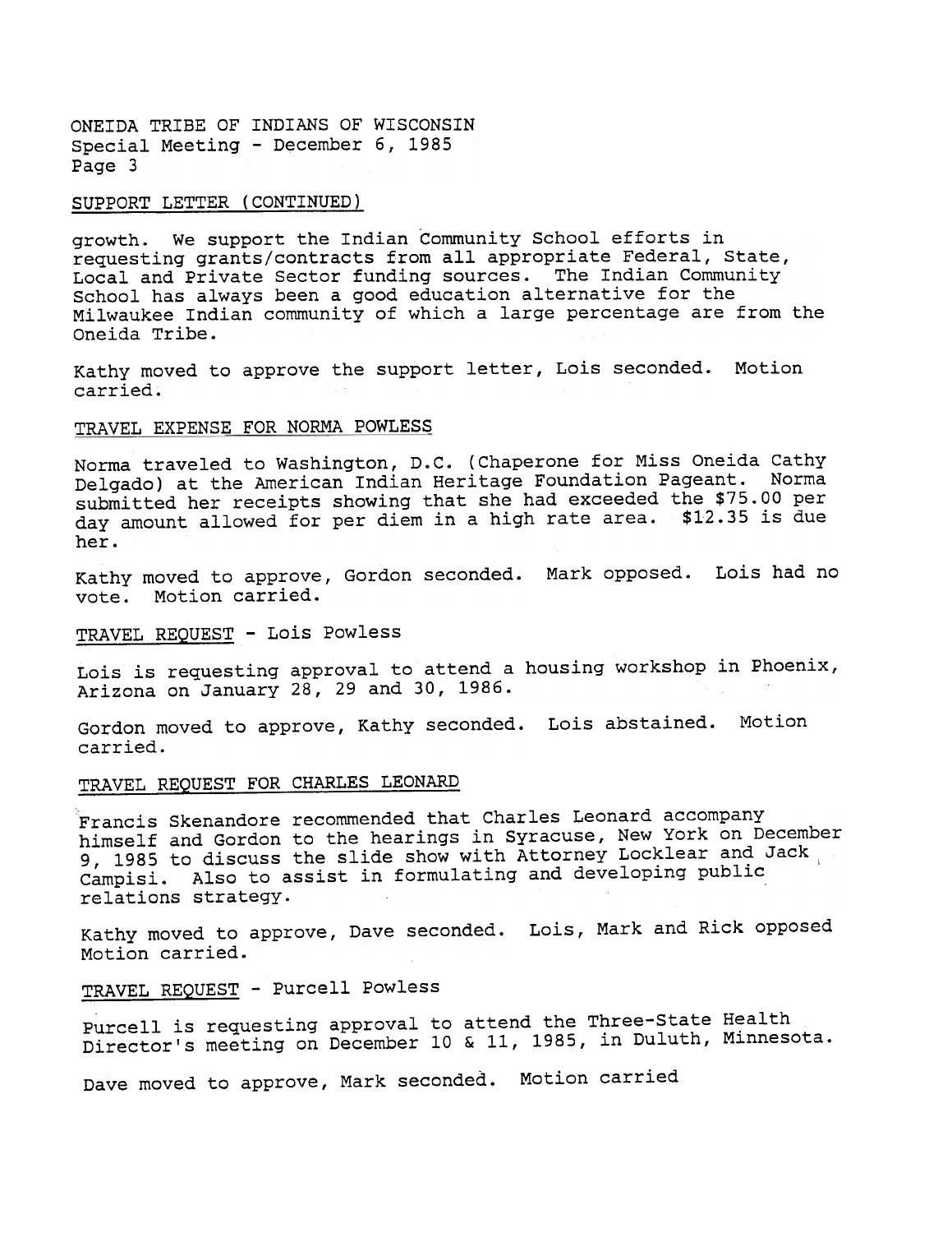## SUPPORT LETTER (CONTINUED)

growth. We support the Indian Community School efforts in requesting grants/contracts from all appropriate Federal, State, Local and Private Sector funding sources. The Indian Community School has always been a good education alternative for the Milwaukee Indian community of which a large percentage are from the Oneida Tribe.

Kathy moved to approve the support letter, Lois seconded. Motion carried.

## TRAVEL EXPENSE FOR NORMA POWLESS

Norma traveled to Washington, D.C. (Chaperone for Miss Oneida Cathy Delgado) at the American Indian Heritage Foundation Pageant. Norma submitted her receipts showing that she had exceeded the $75.00 per day amount allowed for per diem in a high rate area. $12.35 is due her.

Kathy moved to approve, Gordon seconded. Mark opposed. Lois had no vote. Motion carried.

## TRAVEL REQUEST - Lois Powless

Lois is requesting approval to attend a housing workshop in Phoenix, Arizona on January 28, 29 and 30, 1986.

Gordon moved to approve, Kathy seconded. Lois abstained. Motion carried.

## TRAVEL REQUEST FOR CHARLES LEONARD

Francis Skenandore recommended that Charles Leonard accompany himself and Gordon to the hearings in Syracuse, New York on December 9, 1985 to discuss the slide show with Attorney Locklear and Jack Campisi. Also to assist in formulating and developing public relations strategy.

Kathy moved to approve, Dave seconded. Lois, Mark and Rick opposed Motion carried.

## TRAVEL REQUEST - Purcell Powless

Purcell is requesting approval to attend the Three-State Health Director's meeting on December 10 & 11, 1985, in Duluth, Minnesota.

Dave moved to approve, Mark seconded. Motion carried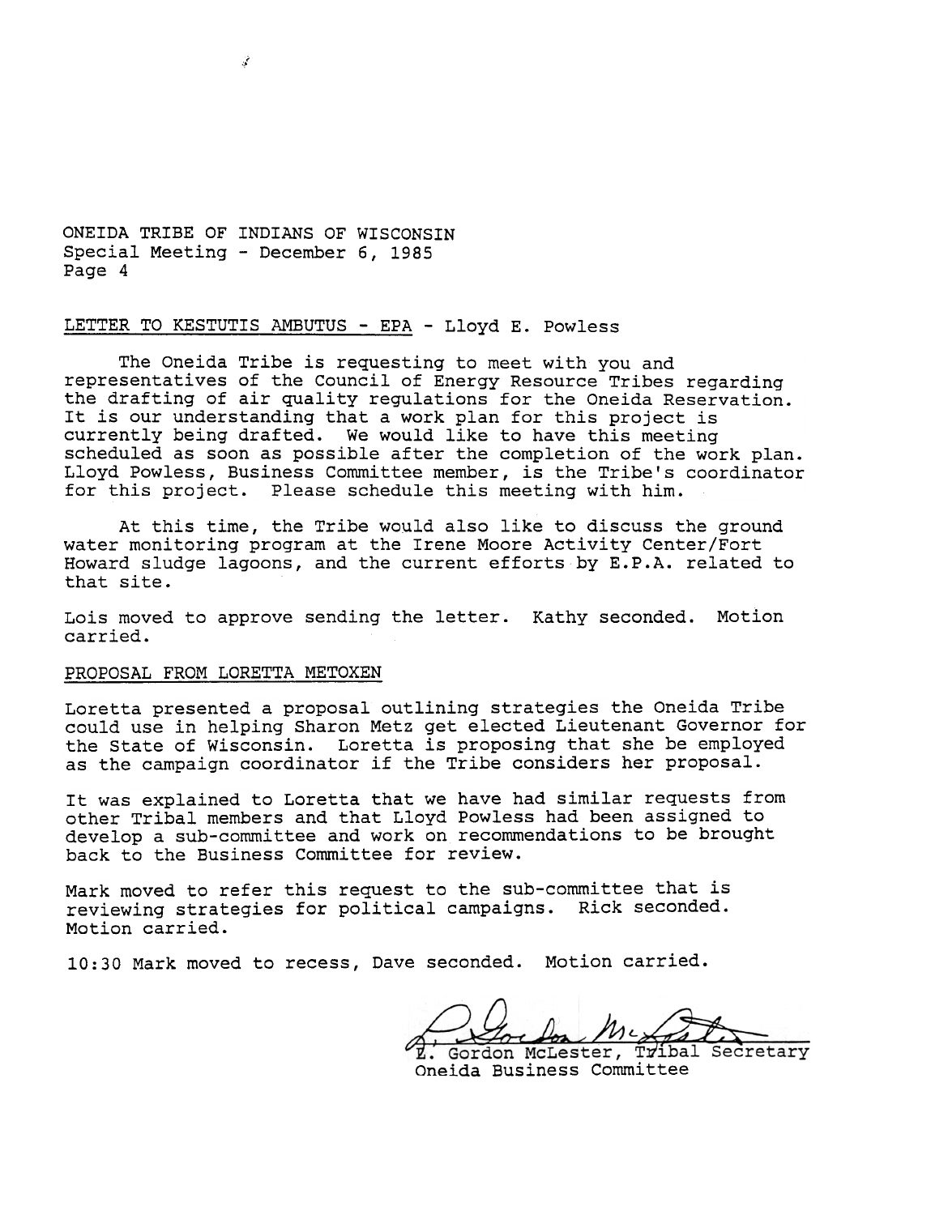ONEIDA TRIBE OF INDIANS OF WISCONSIN
Special Meeting - December 6, 1985
Page 4

LETTER TO KESTUTIS AMBUTUS - EPA - Lloyd E. Powless

The Oneida Tribe is requesting to meet with you and representatives of the Council of Energy Resource Tribes regarding the drafting of air quality regulations for the Oneida Reservation. It is our understanding that a work plan for this project is currently being drafted. We would like to have this meeting scheduled as soon as possible after the completion of the work plan. Lloyd Powless, Business Committee member, is the Tribe's coordinator for this project. Please schedule this meeting with him.

At this time, the Tribe would also like to discuss the ground water monitoring program at the Irene Moore Activity Center/Fort Howard sludge lagoons, and the current efforts by E.P.A. related to that site.

Lois moved to approve sending the letter. Kathy seconded. Motion carried.

PROPOSAL FROM LORETTA METOXEN

Loretta presented a proposal outlining strategies the Oneida Tribe could use in helping Sharon Metz get elected Lieutenant Governor for the State of Wisconsin. Loretta is proposing that she be employed as the campaign coordinator if the Tribe considers her proposal.

It was explained to Loretta that we have had similar requests from other Tribal members and that Lloyd Powless had been assigned to develop a sub-committee and work on recommendations to be brought back to the Business Committee for review.

Mark moved to refer this request to the sub-committee that is reviewing strategies for political campaigns. Rick seconded. Motion carried.

10:30 Mark moved to recess, Dave seconded. Motion carried.

L. Gordon McLester, Tribal Secretary
Oneida Business Committee